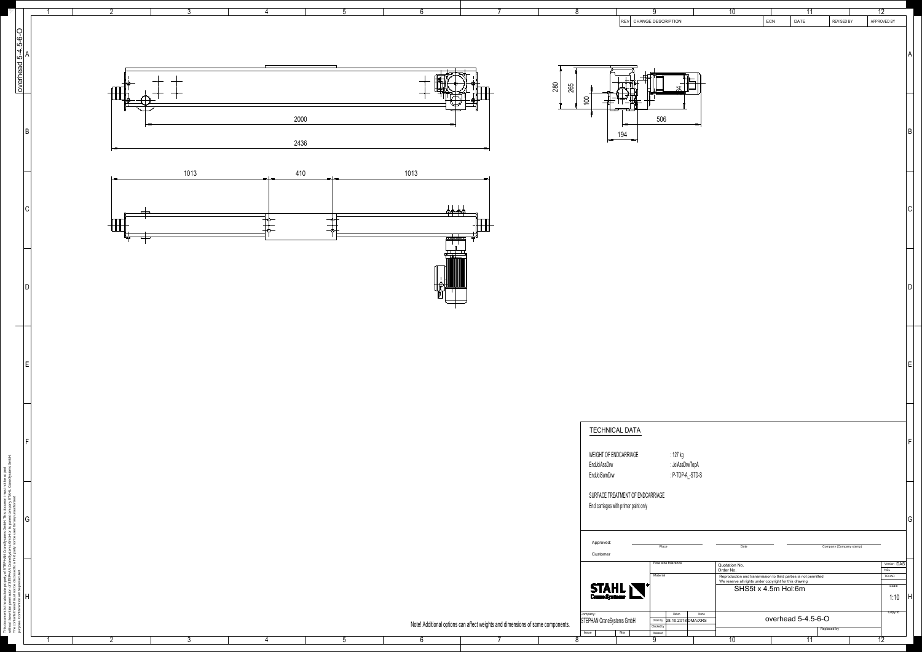| REV | CHANGE DESCRIPTION | ECN | DATE | REVISED BY | APPROVED BY |
|---|---|---|---|---|---|
| | | | | | |

2000

2436

1013 410 1013

280 265 100 84

506

194

## TECHNICAL DATA

WEIGHT OF ENDCARRIAGE : 127 kg
EndJoiAssDrw : JoiAssDrwTopA
EndJoiSamDrw : P-TOP-A_-STD-S

SURFACE TREATMENT OF ENDCARRIAGE
End carriages with primer paint only

Approved: Place Date Company (Company stamp)
Customer

Note! Additional options can affect weights and dimensions of some components.

| | Free size tolerance | | Quotation No. Order No. | Version DAS |
|---|---|---|---|---|
| STAHL CraneSystems | Material | | Reproduction and transmission to third parties is not permitted. We reserve all rights under copyright for this drawing | NSL |
| | | | SHS5t x 4.5m Hol:6m | TCHAR |
| | | | | Scale 1:10 |
| Company: STEPHAN CraneSystems GmbH | Drawn by | Datum 28.10.2018 | Name DMA/XRS | overhead 5-4.5-6-O | Copy to |
| | Checked by | | | | |
| Issue N/a | Released | | | Replaced by | |

This document is the absolute property of STEPHAN CraneSystems GmbH. This document must not be copied without the written permission of STEPHAN CraneSystems GmbH or its parent company STAHL CraneSystems GmbH. The contents hereof must not be disclosed to a third party nor be used for any unauthorized purpose. Contravention will be prosecuted.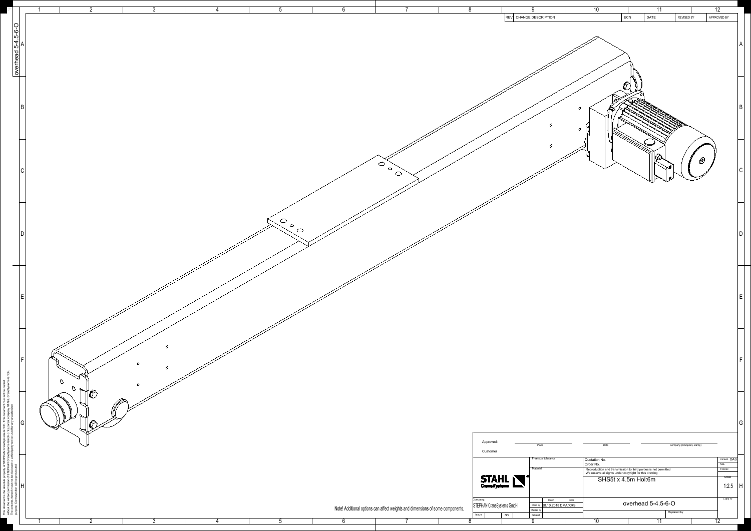overhead 5-4.5-6-O

| REV | CHANGE DESCRIPTION | ECN | DATE | REVISED BY | APPROVED BY |
|---|---|---|---|---|---|

This document is the absolute property of STEPHAN CraneSystems GmbH. This document must not be copied without the written permission of STEPHAN CraneSystems GmbH or its parent company STAHL CraneSystems GmbH. The contents thereof must not be disclosed to a third party or be used for any unauthorized purpose. Contravention will be prosecuted.

Note! Additional options can affect weights and dimensions of some components.

Approved:

Customer

Place

Date

Company (Company stamp)

Free size tolerance

Material

Quotation No.

Order No.

Reproduction and transmission to third parties is not permitted
We reserve all rights under copyright for this drawing

SHS5t x 4.5m Hol:6m

Version: DAS

NSL

TCHAR

Scale 1:2.5

Copy to

STAHL CraneSystems

Company:
STEPHAN CraneSystems GmbH

| | Datum | Name |
|---|---|---|
| Drawn by | 28.10.2018 | DMA/XRS |
| Checked by | | |
| Released | | |

Issue N/a

overhead 5-4.5-6-O

Replaced by